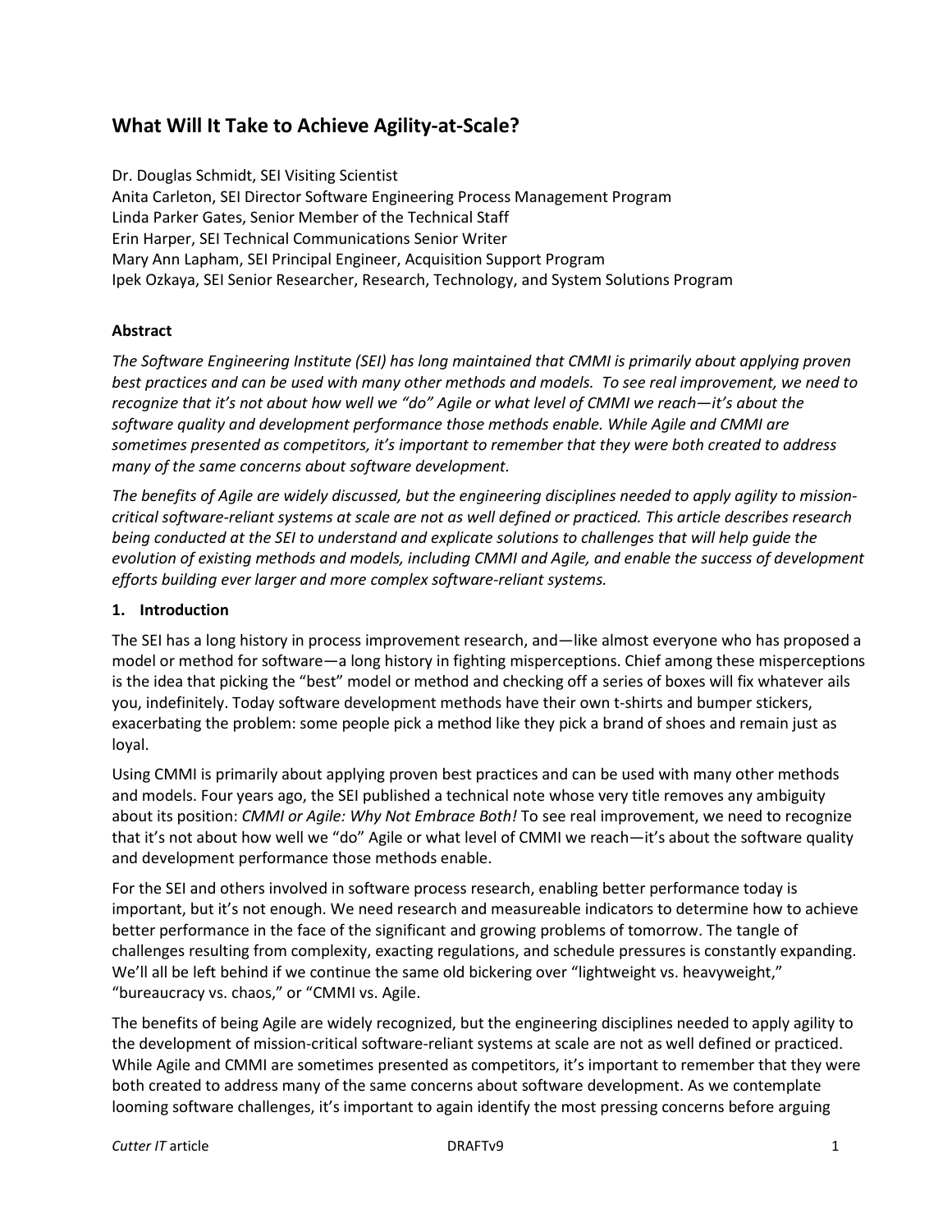# What Will It Take to Achieve Agility-at-Scale?

Dr. Douglas Schmidt, SEI Visiting Scientist
Anita Carleton, SEI Director Software Engineering Process Management Program
Linda Parker Gates, Senior Member of the Technical Staff
Erin Harper, SEI Technical Communications Senior Writer
Mary Ann Lapham, SEI Principal Engineer, Acquisition Support Program
Ipek Ozkaya, SEI Senior Researcher, Research, Technology, and System Solutions Program

**Abstract**

*The Software Engineering Institute (SEI) has long maintained that CMMI is primarily about applying proven best practices and can be used with many other methods and models. To see real improvement, we need to recognize that it's not about how well we "do" Agile or what level of CMMI we reach—it's about the software quality and development performance those methods enable. While Agile and CMMI are sometimes presented as competitors, it's important to remember that they were both created to address many of the same concerns about software development.*

*The benefits of Agile are widely discussed, but the engineering disciplines needed to apply agility to mission-critical software-reliant systems at scale are not as well defined or practiced. This article describes research being conducted at the SEI to understand and explicate solutions to challenges that will help guide the evolution of existing methods and models, including CMMI and Agile, and enable the success of development efforts building ever larger and more complex software-reliant systems.*

## 1. Introduction

The SEI has a long history in process improvement research, and—like almost everyone who has proposed a model or method for software—a long history in fighting misperceptions. Chief among these misperceptions is the idea that picking the "best" model or method and checking off a series of boxes will fix whatever ails you, indefinitely. Today software development methods have their own t-shirts and bumper stickers, exacerbating the problem: some people pick a method like they pick a brand of shoes and remain just as loyal.

Using CMMI is primarily about applying proven best practices and can be used with many other methods and models. Four years ago, the SEI published a technical note whose very title removes any ambiguity about its position: *CMMI or Agile: Why Not Embrace Both!* To see real improvement, we need to recognize that it's not about how well we "do" Agile or what level of CMMI we reach—it's about the software quality and development performance those methods enable.

For the SEI and others involved in software process research, enabling better performance today is important, but it's not enough. We need research and measureable indicators to determine how to achieve better performance in the face of the significant and growing problems of tomorrow. The tangle of challenges resulting from complexity, exacting regulations, and schedule pressures is constantly expanding. We'll all be left behind if we continue the same old bickering over "lightweight vs. heavyweight," "bureaucracy vs. chaos," or "CMMI vs. Agile.

The benefits of being Agile are widely recognized, but the engineering disciplines needed to apply agility to the development of mission-critical software-reliant systems at scale are not as well defined or practiced. While Agile and CMMI are sometimes presented as competitors, it's important to remember that they were both created to address many of the same concerns about software development. As we contemplate looming software challenges, it's important to again identify the most pressing concerns before arguing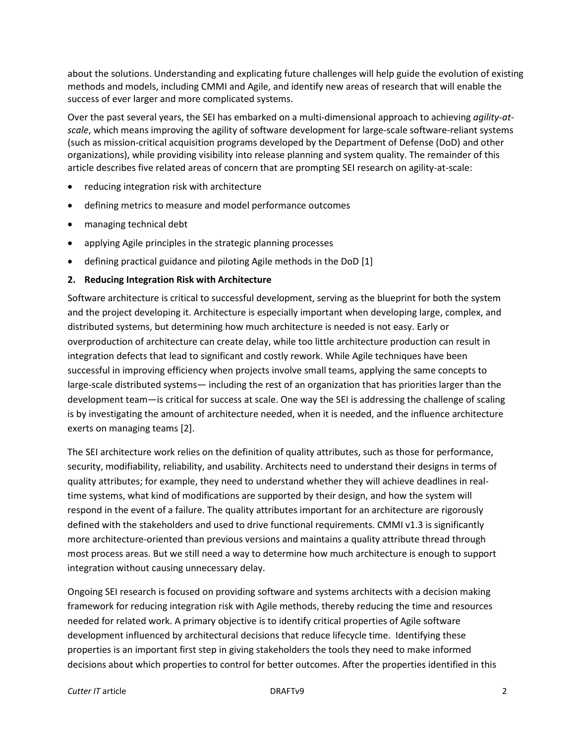about the solutions. Understanding and explicating future challenges will help guide the evolution of existing methods and models, including CMMI and Agile, and identify new areas of research that will enable the success of ever larger and more complicated systems.

Over the past several years, the SEI has embarked on a multi-dimensional approach to achieving *agility-at-scale*, which means improving the agility of software development for large-scale software-reliant systems (such as mission-critical acquisition programs developed by the Department of Defense (DoD) and other organizations), while providing visibility into release planning and system quality. The remainder of this article describes five related areas of concern that are prompting SEI research on agility-at-scale:

- reducing integration risk with architecture
- defining metrics to measure and model performance outcomes
- managing technical debt
- applying Agile principles in the strategic planning processes
- defining practical guidance and piloting Agile methods in the DoD [1]

## 2. Reducing Integration Risk with Architecture

Software architecture is critical to successful development, serving as the blueprint for both the system and the project developing it. Architecture is especially important when developing large, complex, and distributed systems, but determining how much architecture is needed is not easy. Early or overproduction of architecture can create delay, while too little architecture production can result in integration defects that lead to significant and costly rework. While Agile techniques have been successful in improving efficiency when projects involve small teams, applying the same concepts to large-scale distributed systems— including the rest of an organization that has priorities larger than the development team—is critical for success at scale. One way the SEI is addressing the challenge of scaling is by investigating the amount of architecture needed, when it is needed, and the influence architecture exerts on managing teams [2].

The SEI architecture work relies on the definition of quality attributes, such as those for performance, security, modifiability, reliability, and usability. Architects need to understand their designs in terms of quality attributes; for example, they need to understand whether they will achieve deadlines in real-time systems, what kind of modifications are supported by their design, and how the system will respond in the event of a failure. The quality attributes important for an architecture are rigorously defined with the stakeholders and used to drive functional requirements. CMMI v1.3 is significantly more architecture-oriented than previous versions and maintains a quality attribute thread through most process areas. But we still need a way to determine how much architecture is enough to support integration without causing unnecessary delay.

Ongoing SEI research is focused on providing software and systems architects with a decision making framework for reducing integration risk with Agile methods, thereby reducing the time and resources needed for related work. A primary objective is to identify critical properties of Agile software development influenced by architectural decisions that reduce lifecycle time. Identifying these properties is an important first step in giving stakeholders the tools they need to make informed decisions about which properties to control for better outcomes. After the properties identified in this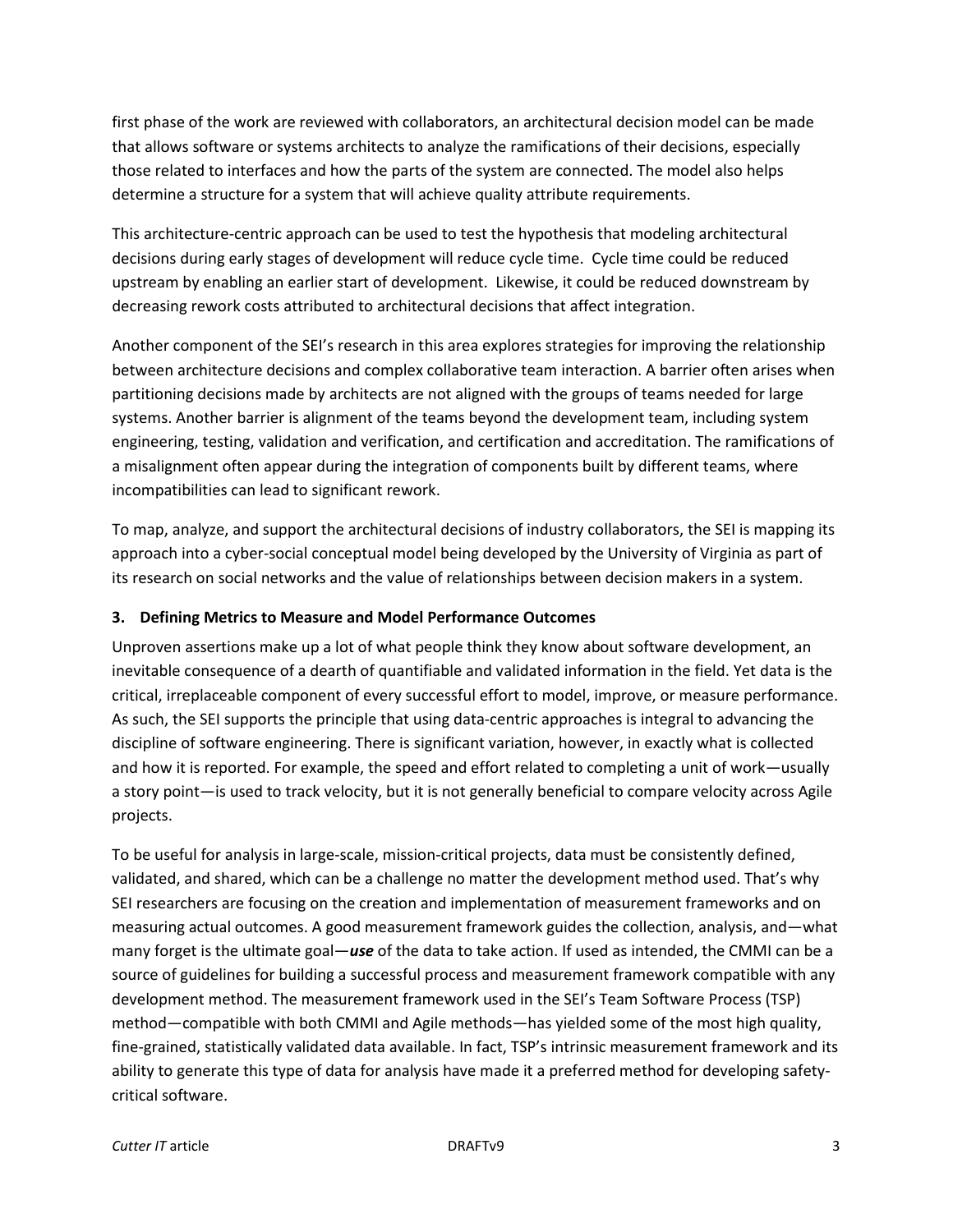first phase of the work are reviewed with collaborators, an architectural decision model can be made that allows software or systems architects to analyze the ramifications of their decisions, especially those related to interfaces and how the parts of the system are connected. The model also helps determine a structure for a system that will achieve quality attribute requirements.

This architecture-centric approach can be used to test the hypothesis that modeling architectural decisions during early stages of development will reduce cycle time. Cycle time could be reduced upstream by enabling an earlier start of development. Likewise, it could be reduced downstream by decreasing rework costs attributed to architectural decisions that affect integration.

Another component of the SEI's research in this area explores strategies for improving the relationship between architecture decisions and complex collaborative team interaction. A barrier often arises when partitioning decisions made by architects are not aligned with the groups of teams needed for large systems. Another barrier is alignment of the teams beyond the development team, including system engineering, testing, validation and verification, and certification and accreditation. The ramifications of a misalignment often appear during the integration of components built by different teams, where incompatibilities can lead to significant rework.

To map, analyze, and support the architectural decisions of industry collaborators, the SEI is mapping its approach into a cyber-social conceptual model being developed by the University of Virginia as part of its research on social networks and the value of relationships between decision makers in a system.

### 3. Defining Metrics to Measure and Model Performance Outcomes

Unproven assertions make up a lot of what people think they know about software development, an inevitable consequence of a dearth of quantifiable and validated information in the field. Yet data is the critical, irreplaceable component of every successful effort to model, improve, or measure performance. As such, the SEI supports the principle that using data-centric approaches is integral to advancing the discipline of software engineering. There is significant variation, however, in exactly what is collected and how it is reported. For example, the speed and effort related to completing a unit of work—usually a story point—is used to track velocity, but it is not generally beneficial to compare velocity across Agile projects.

To be useful for analysis in large-scale, mission-critical projects, data must be consistently defined, validated, and shared, which can be a challenge no matter the development method used. That's why SEI researchers are focusing on the creation and implementation of measurement frameworks and on measuring actual outcomes. A good measurement framework guides the collection, analysis, and—what many forget is the ultimate goal—***use*** of the data to take action. If used as intended, the CMMI can be a source of guidelines for building a successful process and measurement framework compatible with any development method. The measurement framework used in the SEI's Team Software Process (TSP) method—compatible with both CMMI and Agile methods—has yielded some of the most high quality, fine-grained, statistically validated data available. In fact, TSP's intrinsic measurement framework and its ability to generate this type of data for analysis have made it a preferred method for developing safety-critical software.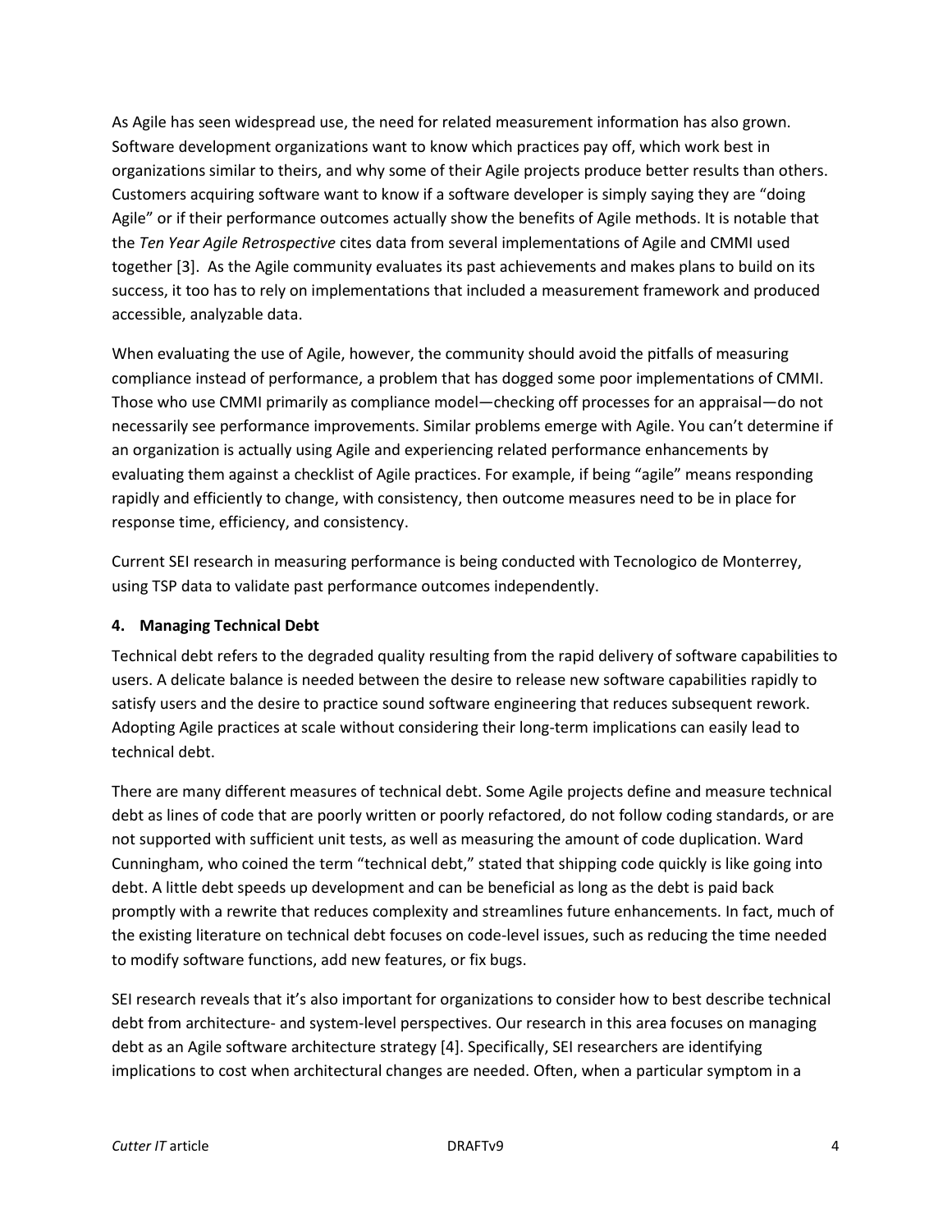As Agile has seen widespread use, the need for related measurement information has also grown. Software development organizations want to know which practices pay off, which work best in organizations similar to theirs, and why some of their Agile projects produce better results than others. Customers acquiring software want to know if a software developer is simply saying they are “doing Agile” or if their performance outcomes actually show the benefits of Agile methods. It is notable that the *Ten Year Agile Retrospective* cites data from several implementations of Agile and CMMI used together [3]. As the Agile community evaluates its past achievements and makes plans to build on its success, it too has to rely on implementations that included a measurement framework and produced accessible, analyzable data.

When evaluating the use of Agile, however, the community should avoid the pitfalls of measuring compliance instead of performance, a problem that has dogged some poor implementations of CMMI. Those who use CMMI primarily as compliance model—checking off processes for an appraisal—do not necessarily see performance improvements. Similar problems emerge with Agile. You can’t determine if an organization is actually using Agile and experiencing related performance enhancements by evaluating them against a checklist of Agile practices. For example, if being “agile” means responding rapidly and efficiently to change, with consistency, then outcome measures need to be in place for response time, efficiency, and consistency.

Current SEI research in measuring performance is being conducted with Tecnologico de Monterrey, using TSP data to validate past performance outcomes independently.

**4. Managing Technical Debt**

Technical debt refers to the degraded quality resulting from the rapid delivery of software capabilities to users. A delicate balance is needed between the desire to release new software capabilities rapidly to satisfy users and the desire to practice sound software engineering that reduces subsequent rework. Adopting Agile practices at scale without considering their long-term implications can easily lead to technical debt.

There are many different measures of technical debt. Some Agile projects define and measure technical debt as lines of code that are poorly written or poorly refactored, do not follow coding standards, or are not supported with sufficient unit tests, as well as measuring the amount of code duplication. Ward Cunningham, who coined the term “technical debt,” stated that shipping code quickly is like going into debt. A little debt speeds up development and can be beneficial as long as the debt is paid back promptly with a rewrite that reduces complexity and streamlines future enhancements. In fact, much of the existing literature on technical debt focuses on code-level issues, such as reducing the time needed to modify software functions, add new features, or fix bugs.

SEI research reveals that it’s also important for organizations to consider how to best describe technical debt from architecture- and system-level perspectives. Our research in this area focuses on managing debt as an Agile software architecture strategy [4]. Specifically, SEI researchers are identifying implications to cost when architectural changes are needed. Often, when a particular symptom in a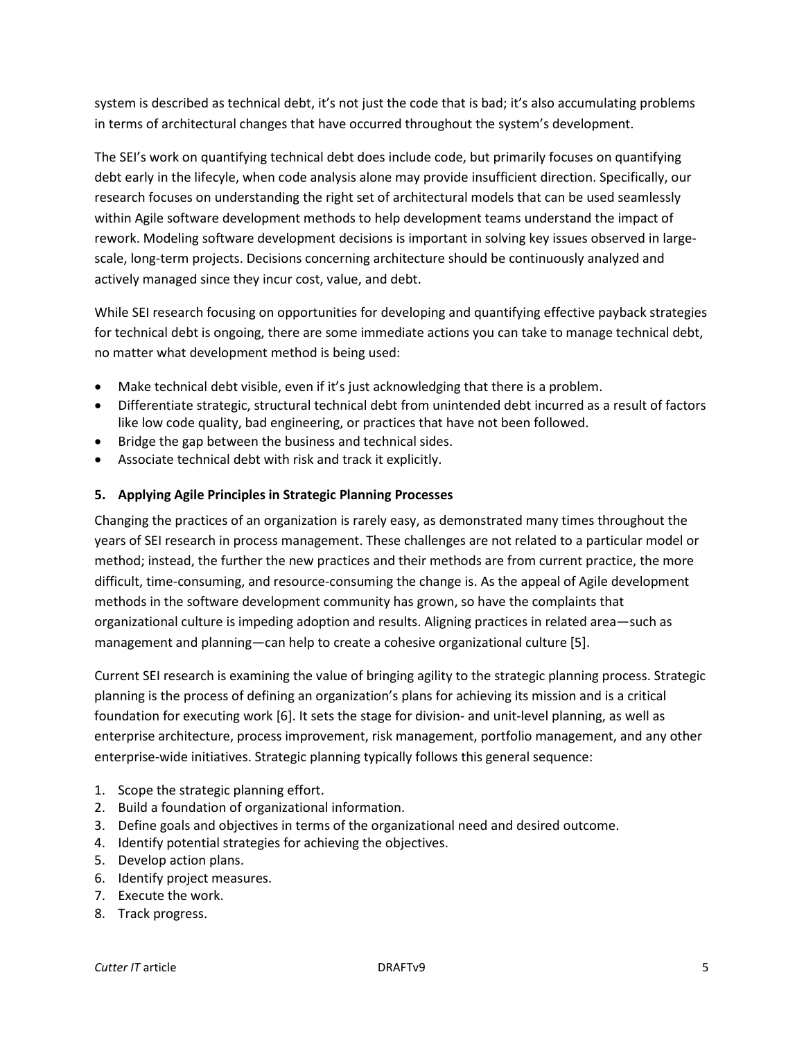system is described as technical debt, it's not just the code that is bad; it's also accumulating problems in terms of architectural changes that have occurred throughout the system's development.

The SEI's work on quantifying technical debt does include code, but primarily focuses on quantifying debt early in the lifecyle, when code analysis alone may provide insufficient direction. Specifically, our research focuses on understanding the right set of architectural models that can be used seamlessly within Agile software development methods to help development teams understand the impact of rework. Modeling software development decisions is important in solving key issues observed in large-scale, long-term projects. Decisions concerning architecture should be continuously analyzed and actively managed since they incur cost, value, and debt.

While SEI research focusing on opportunities for developing and quantifying effective payback strategies for technical debt is ongoing, there are some immediate actions you can take to manage technical debt, no matter what development method is being used:

- Make technical debt visible, even if it's just acknowledging that there is a problem.
- Differentiate strategic, structural technical debt from unintended debt incurred as a result of factors like low code quality, bad engineering, or practices that have not been followed.
- Bridge the gap between the business and technical sides.
- Associate technical debt with risk and track it explicitly.

## 5. Applying Agile Principles in Strategic Planning Processes

Changing the practices of an organization is rarely easy, as demonstrated many times throughout the years of SEI research in process management. These challenges are not related to a particular model or method; instead, the further the new practices and their methods are from current practice, the more difficult, time-consuming, and resource-consuming the change is. As the appeal of Agile development methods in the software development community has grown, so have the complaints that organizational culture is impeding adoption and results. Aligning practices in related area—such as management and planning—can help to create a cohesive organizational culture [5].

Current SEI research is examining the value of bringing agility to the strategic planning process. Strategic planning is the process of defining an organization's plans for achieving its mission and is a critical foundation for executing work [6]. It sets the stage for division- and unit-level planning, as well as enterprise architecture, process improvement, risk management, portfolio management, and any other enterprise-wide initiatives. Strategic planning typically follows this general sequence:

1. Scope the strategic planning effort.
2. Build a foundation of organizational information.
3. Define goals and objectives in terms of the organizational need and desired outcome.
4. Identify potential strategies for achieving the objectives.
5. Develop action plans.
6. Identify project measures.
7. Execute the work.
8. Track progress.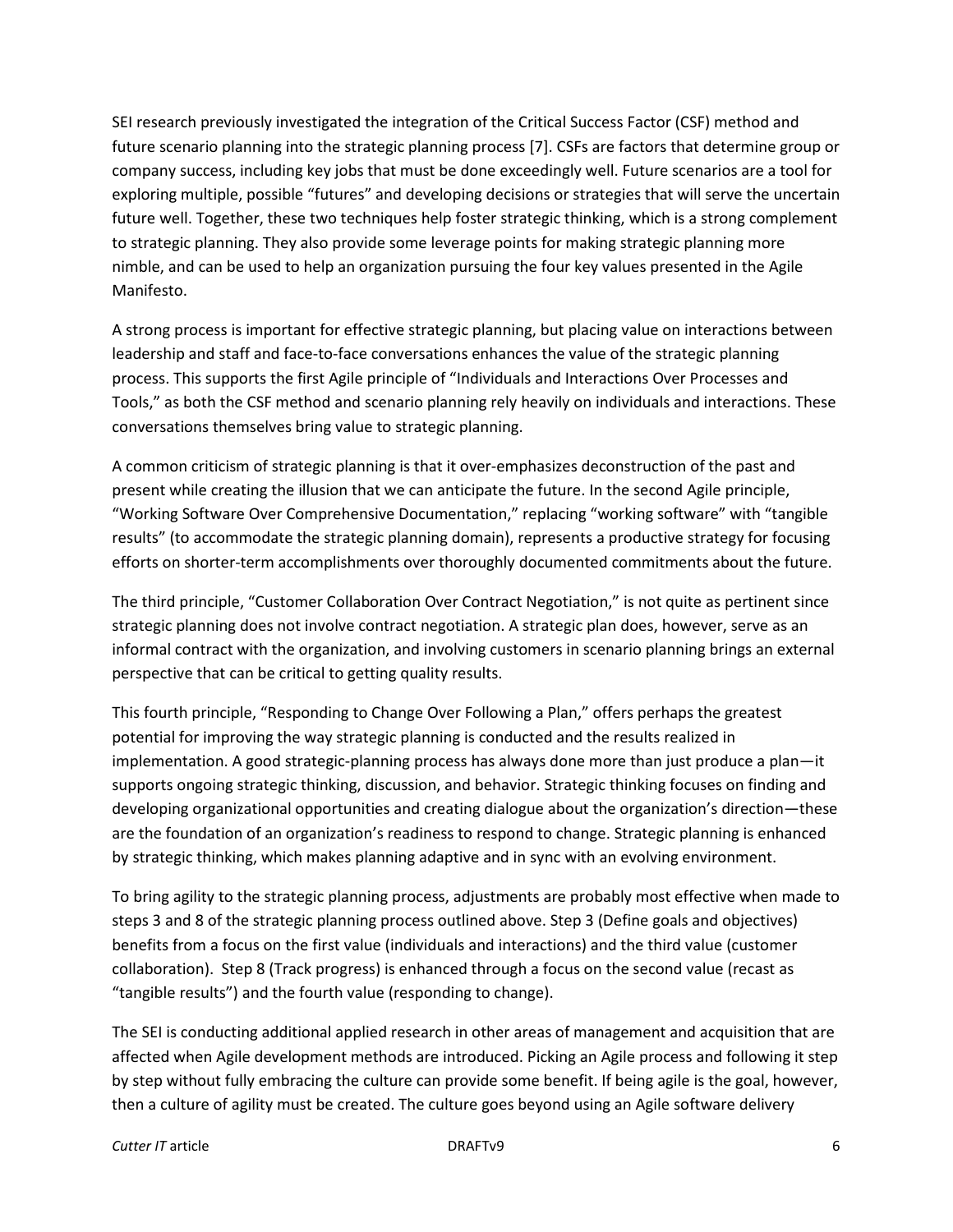SEI research previously investigated the integration of the Critical Success Factor (CSF) method and future scenario planning into the strategic planning process [7]. CSFs are factors that determine group or company success, including key jobs that must be done exceedingly well. Future scenarios are a tool for exploring multiple, possible "futures" and developing decisions or strategies that will serve the uncertain future well. Together, these two techniques help foster strategic thinking, which is a strong complement to strategic planning. They also provide some leverage points for making strategic planning more nimble, and can be used to help an organization pursuing the four key values presented in the Agile Manifesto.

A strong process is important for effective strategic planning, but placing value on interactions between leadership and staff and face-to-face conversations enhances the value of the strategic planning process. This supports the first Agile principle of "Individuals and Interactions Over Processes and Tools," as both the CSF method and scenario planning rely heavily on individuals and interactions. These conversations themselves bring value to strategic planning.

A common criticism of strategic planning is that it over-emphasizes deconstruction of the past and present while creating the illusion that we can anticipate the future. In the second Agile principle, "Working Software Over Comprehensive Documentation," replacing "working software" with "tangible results" (to accommodate the strategic planning domain), represents a productive strategy for focusing efforts on shorter-term accomplishments over thoroughly documented commitments about the future.

The third principle, "Customer Collaboration Over Contract Negotiation," is not quite as pertinent since strategic planning does not involve contract negotiation. A strategic plan does, however, serve as an informal contract with the organization, and involving customers in scenario planning brings an external perspective that can be critical to getting quality results.

This fourth principle, "Responding to Change Over Following a Plan," offers perhaps the greatest potential for improving the way strategic planning is conducted and the results realized in implementation. A good strategic-planning process has always done more than just produce a plan—it supports ongoing strategic thinking, discussion, and behavior. Strategic thinking focuses on finding and developing organizational opportunities and creating dialogue about the organization's direction—these are the foundation of an organization's readiness to respond to change. Strategic planning is enhanced by strategic thinking, which makes planning adaptive and in sync with an evolving environment.

To bring agility to the strategic planning process, adjustments are probably most effective when made to steps 3 and 8 of the strategic planning process outlined above. Step 3 (Define goals and objectives) benefits from a focus on the first value (individuals and interactions) and the third value (customer collaboration). Step 8 (Track progress) is enhanced through a focus on the second value (recast as "tangible results") and the fourth value (responding to change).

The SEI is conducting additional applied research in other areas of management and acquisition that are affected when Agile development methods are introduced. Picking an Agile process and following it step by step without fully embracing the culture can provide some benefit. If being agile is the goal, however, then a culture of agility must be created. The culture goes beyond using an Agile software delivery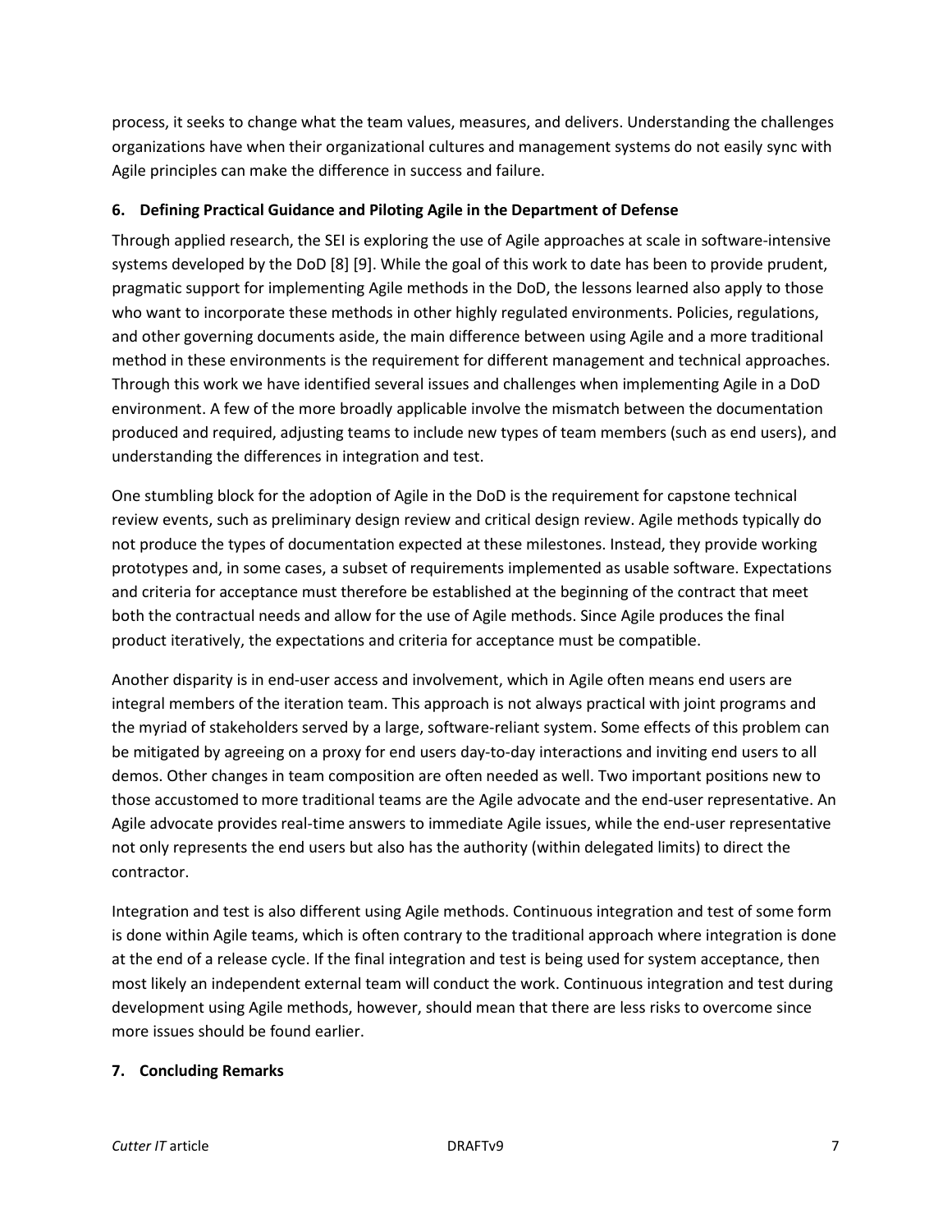process, it seeks to change what the team values, measures, and delivers. Understanding the challenges organizations have when their organizational cultures and management systems do not easily sync with Agile principles can make the difference in success and failure.

## 6. Defining Practical Guidance and Piloting Agile in the Department of Defense

Through applied research, the SEI is exploring the use of Agile approaches at scale in software-intensive systems developed by the DoD [8] [9]. While the goal of this work to date has been to provide prudent, pragmatic support for implementing Agile methods in the DoD, the lessons learned also apply to those who want to incorporate these methods in other highly regulated environments. Policies, regulations, and other governing documents aside, the main difference between using Agile and a more traditional method in these environments is the requirement for different management and technical approaches. Through this work we have identified several issues and challenges when implementing Agile in a DoD environment. A few of the more broadly applicable involve the mismatch between the documentation produced and required, adjusting teams to include new types of team members (such as end users), and understanding the differences in integration and test.

One stumbling block for the adoption of Agile in the DoD is the requirement for capstone technical review events, such as preliminary design review and critical design review. Agile methods typically do not produce the types of documentation expected at these milestones. Instead, they provide working prototypes and, in some cases, a subset of requirements implemented as usable software. Expectations and criteria for acceptance must therefore be established at the beginning of the contract that meet both the contractual needs and allow for the use of Agile methods. Since Agile produces the final product iteratively, the expectations and criteria for acceptance must be compatible.

Another disparity is in end-user access and involvement, which in Agile often means end users are integral members of the iteration team. This approach is not always practical with joint programs and the myriad of stakeholders served by a large, software-reliant system. Some effects of this problem can be mitigated by agreeing on a proxy for end users day-to-day interactions and inviting end users to all demos. Other changes in team composition are often needed as well. Two important positions new to those accustomed to more traditional teams are the Agile advocate and the end-user representative. An Agile advocate provides real-time answers to immediate Agile issues, while the end-user representative not only represents the end users but also has the authority (within delegated limits) to direct the contractor.

Integration and test is also different using Agile methods. Continuous integration and test of some form is done within Agile teams, which is often contrary to the traditional approach where integration is done at the end of a release cycle. If the final integration and test is being used for system acceptance, then most likely an independent external team will conduct the work. Continuous integration and test during development using Agile methods, however, should mean that there are less risks to overcome since more issues should be found earlier.

## 7. Concluding Remarks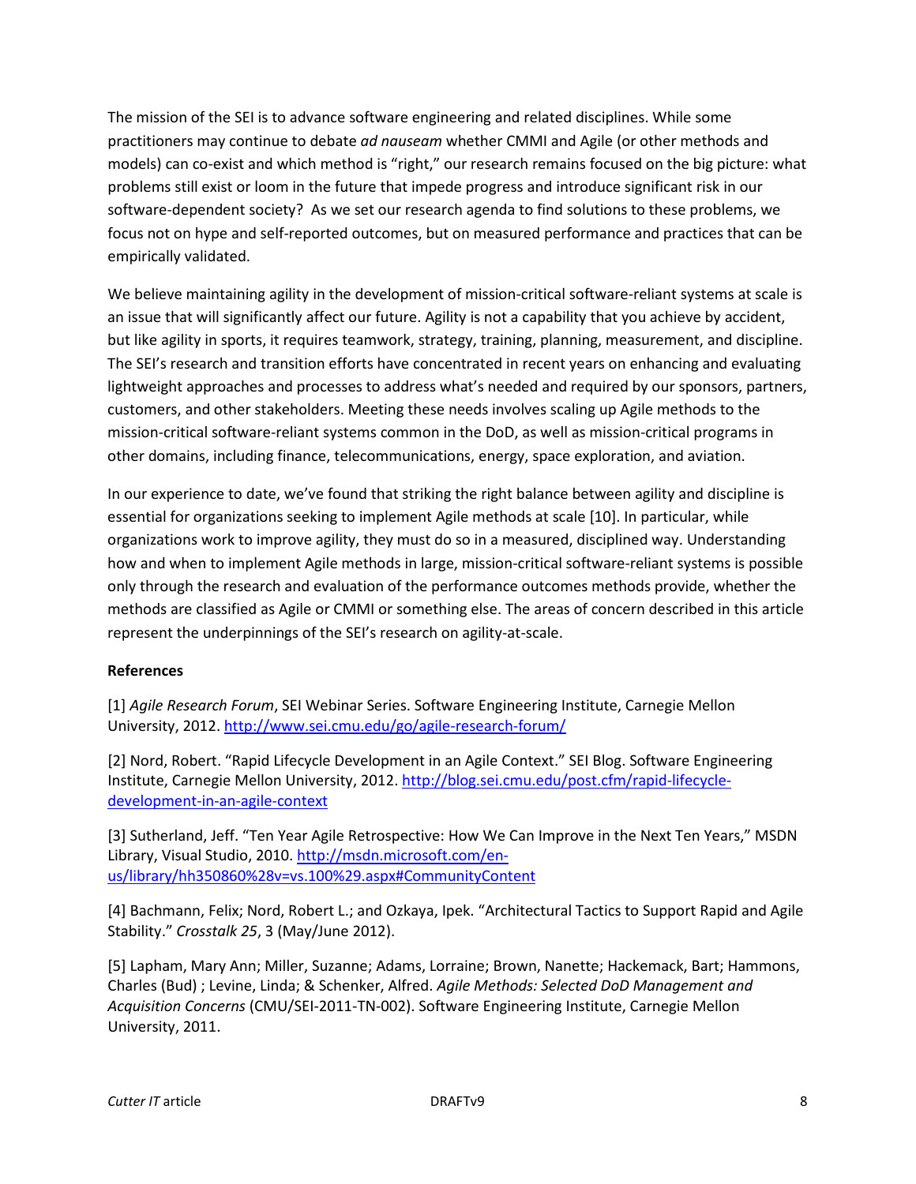The mission of the SEI is to advance software engineering and related disciplines. While some practitioners may continue to debate *ad nauseam* whether CMMI and Agile (or other methods and models) can co-exist and which method is "right," our research remains focused on the big picture: what problems still exist or loom in the future that impede progress and introduce significant risk in our software-dependent society? As we set our research agenda to find solutions to these problems, we focus not on hype and self-reported outcomes, but on measured performance and practices that can be empirically validated.

We believe maintaining agility in the development of mission-critical software-reliant systems at scale is an issue that will significantly affect our future. Agility is not a capability that you achieve by accident, but like agility in sports, it requires teamwork, strategy, training, planning, measurement, and discipline. The SEI's research and transition efforts have concentrated in recent years on enhancing and evaluating lightweight approaches and processes to address what's needed and required by our sponsors, partners, customers, and other stakeholders. Meeting these needs involves scaling up Agile methods to the mission-critical software-reliant systems common in the DoD, as well as mission-critical programs in other domains, including finance, telecommunications, energy, space exploration, and aviation.

In our experience to date, we've found that striking the right balance between agility and discipline is essential for organizations seeking to implement Agile methods at scale [10]. In particular, while organizations work to improve agility, they must do so in a measured, disciplined way. Understanding how and when to implement Agile methods in large, mission-critical software-reliant systems is possible only through the research and evaluation of the performance outcomes methods provide, whether the methods are classified as Agile or CMMI or something else. The areas of concern described in this article represent the underpinnings of the SEI's research on agility-at-scale.

**References**

[1] *Agile Research Forum*, SEI Webinar Series. Software Engineering Institute, Carnegie Mellon University, 2012. http://www.sei.cmu.edu/go/agile-research-forum/

[2] Nord, Robert. "Rapid Lifecycle Development in an Agile Context." SEI Blog. Software Engineering Institute, Carnegie Mellon University, 2012. http://blog.sei.cmu.edu/post.cfm/rapid-lifecycle-development-in-an-agile-context

[3] Sutherland, Jeff. "Ten Year Agile Retrospective: How We Can Improve in the Next Ten Years," MSDN Library, Visual Studio, 2010. http://msdn.microsoft.com/en-us/library/hh350860%28v=vs.100%29.aspx#CommunityContent

[4] Bachmann, Felix; Nord, Robert L.; and Ozkaya, Ipek. "Architectural Tactics to Support Rapid and Agile Stability." *Crosstalk 25*, 3 (May/June 2012).

[5] Lapham, Mary Ann; Miller, Suzanne; Adams, Lorraine; Brown, Nanette; Hackemack, Bart; Hammons, Charles (Bud) ; Levine, Linda; & Schenker, Alfred. *Agile Methods: Selected DoD Management and Acquisition Concerns* (CMU/SEI-2011-TN-002). Software Engineering Institute, Carnegie Mellon University, 2011.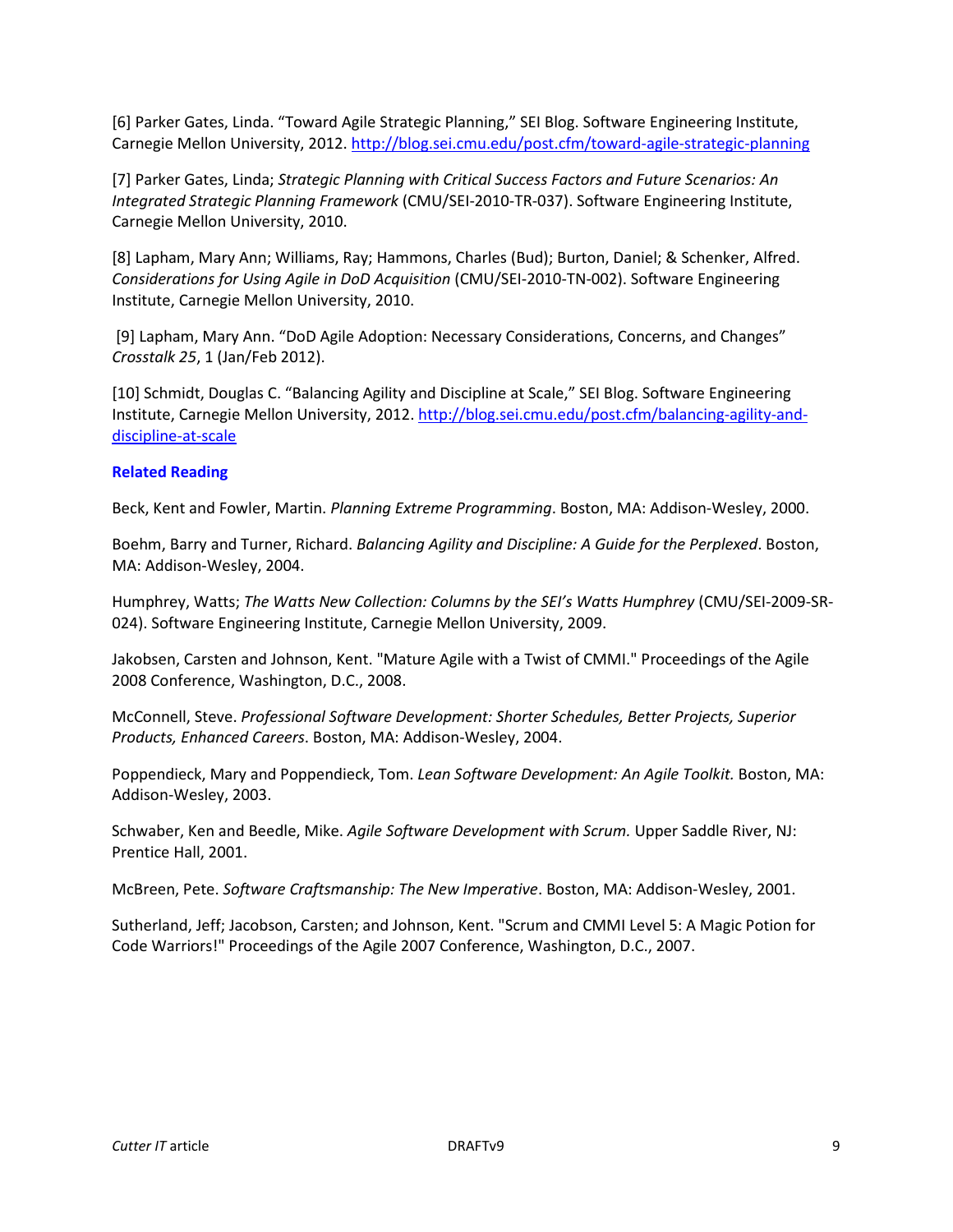[6] Parker Gates, Linda. "Toward Agile Strategic Planning," SEI Blog. Software Engineering Institute, Carnegie Mellon University, 2012. http://blog.sei.cmu.edu/post.cfm/toward-agile-strategic-planning

[7] Parker Gates, Linda; *Strategic Planning with Critical Success Factors and Future Scenarios: An Integrated Strategic Planning Framework* (CMU/SEI-2010-TR-037). Software Engineering Institute, Carnegie Mellon University, 2010.

[8] Lapham, Mary Ann; Williams, Ray; Hammons, Charles (Bud); Burton, Daniel; & Schenker, Alfred. *Considerations for Using Agile in DoD Acquisition* (CMU/SEI-2010-TN-002). Software Engineering Institute, Carnegie Mellon University, 2010.

[9] Lapham, Mary Ann. "DoD Agile Adoption: Necessary Considerations, Concerns, and Changes" *Crosstalk 25*, 1 (Jan/Feb 2012).

[10] Schmidt, Douglas C. "Balancing Agility and Discipline at Scale," SEI Blog. Software Engineering Institute, Carnegie Mellon University, 2012. http://blog.sei.cmu.edu/post.cfm/balancing-agility-and-discipline-at-scale

### Related Reading

Beck, Kent and Fowler, Martin. *Planning Extreme Programming*. Boston, MA: Addison-Wesley, 2000.

Boehm, Barry and Turner, Richard. *Balancing Agility and Discipline: A Guide for the Perplexed*. Boston, MA: Addison-Wesley, 2004.

Humphrey, Watts; *The Watts New Collection: Columns by the SEI's Watts Humphrey* (CMU/SEI-2009-SR-024). Software Engineering Institute, Carnegie Mellon University, 2009.

Jakobsen, Carsten and Johnson, Kent. "Mature Agile with a Twist of CMMI." Proceedings of the Agile 2008 Conference, Washington, D.C., 2008.

McConnell, Steve. *Professional Software Development: Shorter Schedules, Better Projects, Superior Products, Enhanced Careers*. Boston, MA: Addison-Wesley, 2004.

Poppendieck, Mary and Poppendieck, Tom. *Lean Software Development: An Agile Toolkit.* Boston, MA: Addison-Wesley, 2003.

Schwaber, Ken and Beedle, Mike. *Agile Software Development with Scrum.* Upper Saddle River, NJ: Prentice Hall, 2001.

McBreen, Pete. *Software Craftsmanship: The New Imperative*. Boston, MA: Addison-Wesley, 2001.

Sutherland, Jeff; Jacobson, Carsten; and Johnson, Kent. "Scrum and CMMI Level 5: A Magic Potion for Code Warriors!" Proceedings of the Agile 2007 Conference, Washington, D.C., 2007.